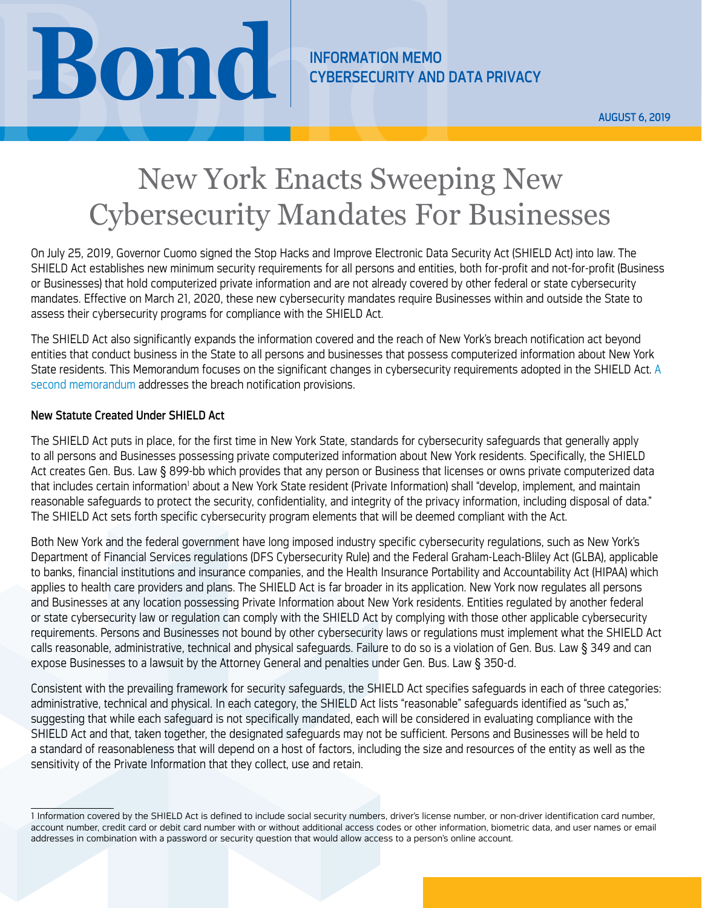# Bond

INFORMATION MEMO
CYBERSECURITY AND DATA PRIVACY

AUGUST 6, 2019

# New York Enacts Sweeping New Cybersecurity Mandates For Businesses

On July 25, 2019, Governor Cuomo signed the Stop Hacks and Improve Electronic Data Security Act (SHIELD Act) into law. The SHIELD Act establishes new minimum security requirements for all persons and entities, both for-profit and not-for-profit (Business or Businesses) that hold computerized private information and are not already covered by other federal or state cybersecurity mandates. Effective on March 21, 2020, these new cybersecurity mandates require Businesses within and outside the State to assess their cybersecurity programs for compliance with the SHIELD Act.

The SHIELD Act also significantly expands the information covered and the reach of New York's breach notification act beyond entities that conduct business in the State to all persons and businesses that possess computerized information about New York State residents. This Memorandum focuses on the significant changes in cybersecurity requirements adopted in the SHIELD Act. A second memorandum addresses the breach notification provisions.

### New Statute Created Under SHIELD Act

The SHIELD Act puts in place, for the first time in New York State, standards for cybersecurity safeguards that generally apply to all persons and Businesses possessing private computerized information about New York residents. Specifically, the SHIELD Act creates Gen. Bus. Law § 899-bb which provides that any person or Business that licenses or owns private computerized data that includes certain information[1] about a New York State resident (Private Information) shall "develop, implement, and maintain reasonable safeguards to protect the security, confidentiality, and integrity of the privacy information, including disposal of data." The SHIELD Act sets forth specific cybersecurity program elements that will be deemed compliant with the Act.

Both New York and the federal government have long imposed industry specific cybersecurity regulations, such as New York's Department of Financial Services regulations (DFS Cybersecurity Rule) and the Federal Graham-Leach-Bliley Act (GLBA), applicable to banks, financial institutions and insurance companies, and the Health Insurance Portability and Accountability Act (HIPAA) which applies to health care providers and plans. The SHIELD Act is far broader in its application. New York now regulates all persons and Businesses at any location possessing Private Information about New York residents. Entities regulated by another federal or state cybersecurity law or regulation can comply with the SHIELD Act by complying with those other applicable cybersecurity requirements. Persons and Businesses not bound by other cybersecurity laws or regulations must implement what the SHIELD Act calls reasonable, administrative, technical and physical safeguards. Failure to do so is a violation of Gen. Bus. Law § 349 and can expose Businesses to a lawsuit by the Attorney General and penalties under Gen. Bus. Law § 350-d.

Consistent with the prevailing framework for security safeguards, the SHIELD Act specifies safeguards in each of three categories: administrative, technical and physical. In each category, the SHIELD Act lists "reasonable" safeguards identified as "such as," suggesting that while each safeguard is not specifically mandated, each will be considered in evaluating compliance with the SHIELD Act and that, taken together, the designated safeguards may not be sufficient. Persons and Businesses will be held to a standard of reasonableness that will depend on a host of factors, including the size and resources of the entity as well as the sensitivity of the Private Information that they collect, use and retain.

---

1 Information covered by the SHIELD Act is defined to include social security numbers, driver's license number, or non-driver identification card number, account number, credit card or debit card number with or without additional access codes or other information, biometric data, and user names or email addresses in combination with a password or security question that would allow access to a person's online account.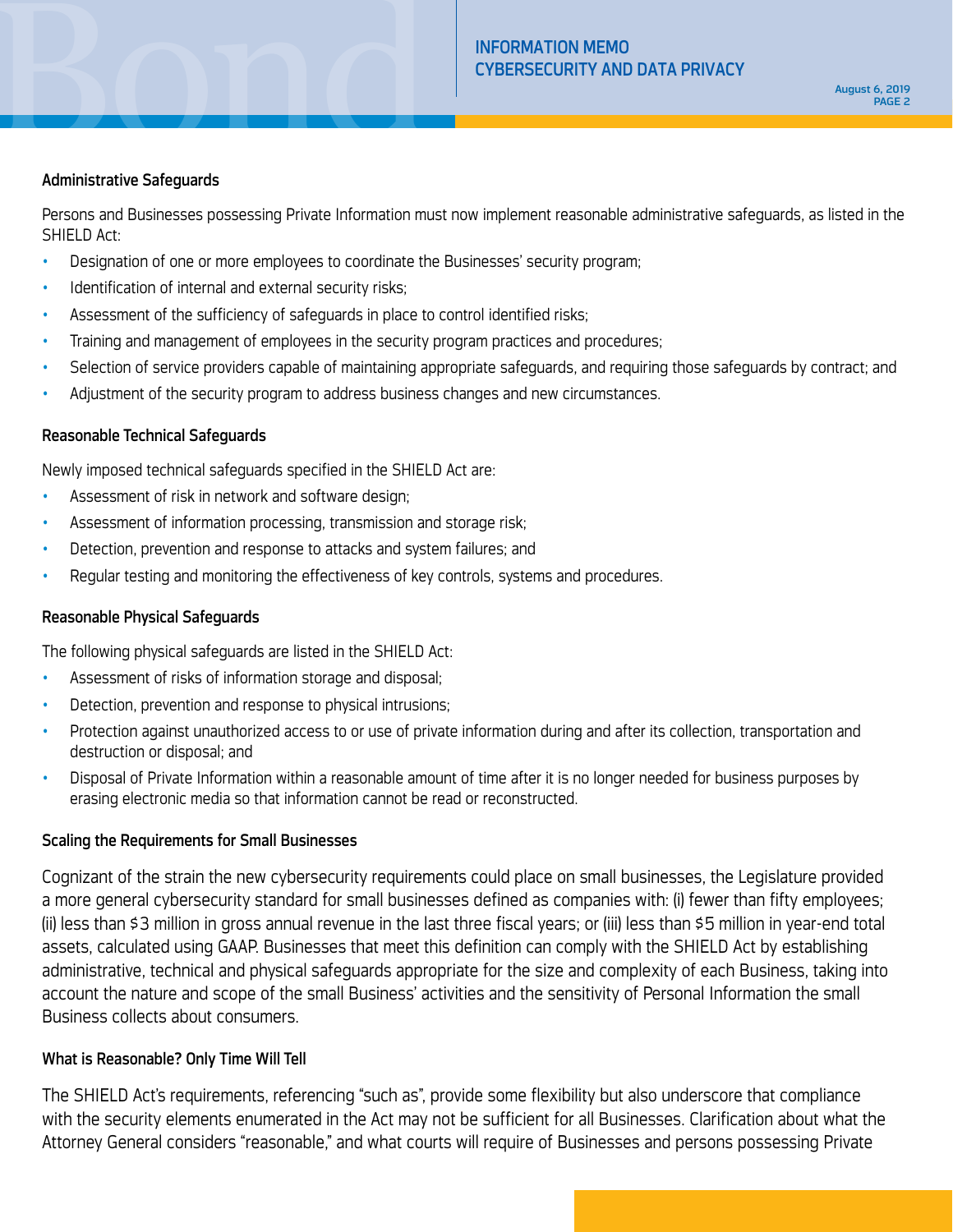### Administrative Safeguards

Persons and Businesses possessing Private Information must now implement reasonable administrative safeguards, as listed in the SHIELD Act:

- Designation of one or more employees to coordinate the Businesses' security program;
- Identification of internal and external security risks;
- Assessment of the sufficiency of safeguards in place to control identified risks;
- Training and management of employees in the security program practices and procedures;
- Selection of service providers capable of maintaining appropriate safeguards, and requiring those safeguards by contract; and
- Adjustment of the security program to address business changes and new circumstances.

### Reasonable Technical Safeguards

Newly imposed technical safeguards specified in the SHIELD Act are:

- Assessment of risk in network and software design;
- Assessment of information processing, transmission and storage risk;
- Detection, prevention and response to attacks and system failures; and
- Regular testing and monitoring the effectiveness of key controls, systems and procedures.

### Reasonable Physical Safeguards

The following physical safeguards are listed in the SHIELD Act:

- Assessment of risks of information storage and disposal;
- Detection, prevention and response to physical intrusions;
- Protection against unauthorized access to or use of private information during and after its collection, transportation and destruction or disposal; and
- Disposal of Private Information within a reasonable amount of time after it is no longer needed for business purposes by erasing electronic media so that information cannot be read or reconstructed.

### Scaling the Requirements for Small Businesses

Cognizant of the strain the new cybersecurity requirements could place on small businesses, the Legislature provided a more general cybersecurity standard for small businesses defined as companies with: (i) fewer than fifty employees; (ii) less than $3 million in gross annual revenue in the last three fiscal years; or (iii) less than $5 million in year-end total assets, calculated using GAAP. Businesses that meet this definition can comply with the SHIELD Act by establishing administrative, technical and physical safeguards appropriate for the size and complexity of each Business, taking into account the nature and scope of the small Business' activities and the sensitivity of Personal Information the small Business collects about consumers.

### What is Reasonable? Only Time Will Tell

The SHIELD Act's requirements, referencing "such as", provide some flexibility but also underscore that compliance with the security elements enumerated in the Act may not be sufficient for all Businesses. Clarification about what the Attorney General considers "reasonable," and what courts will require of Businesses and persons possessing Private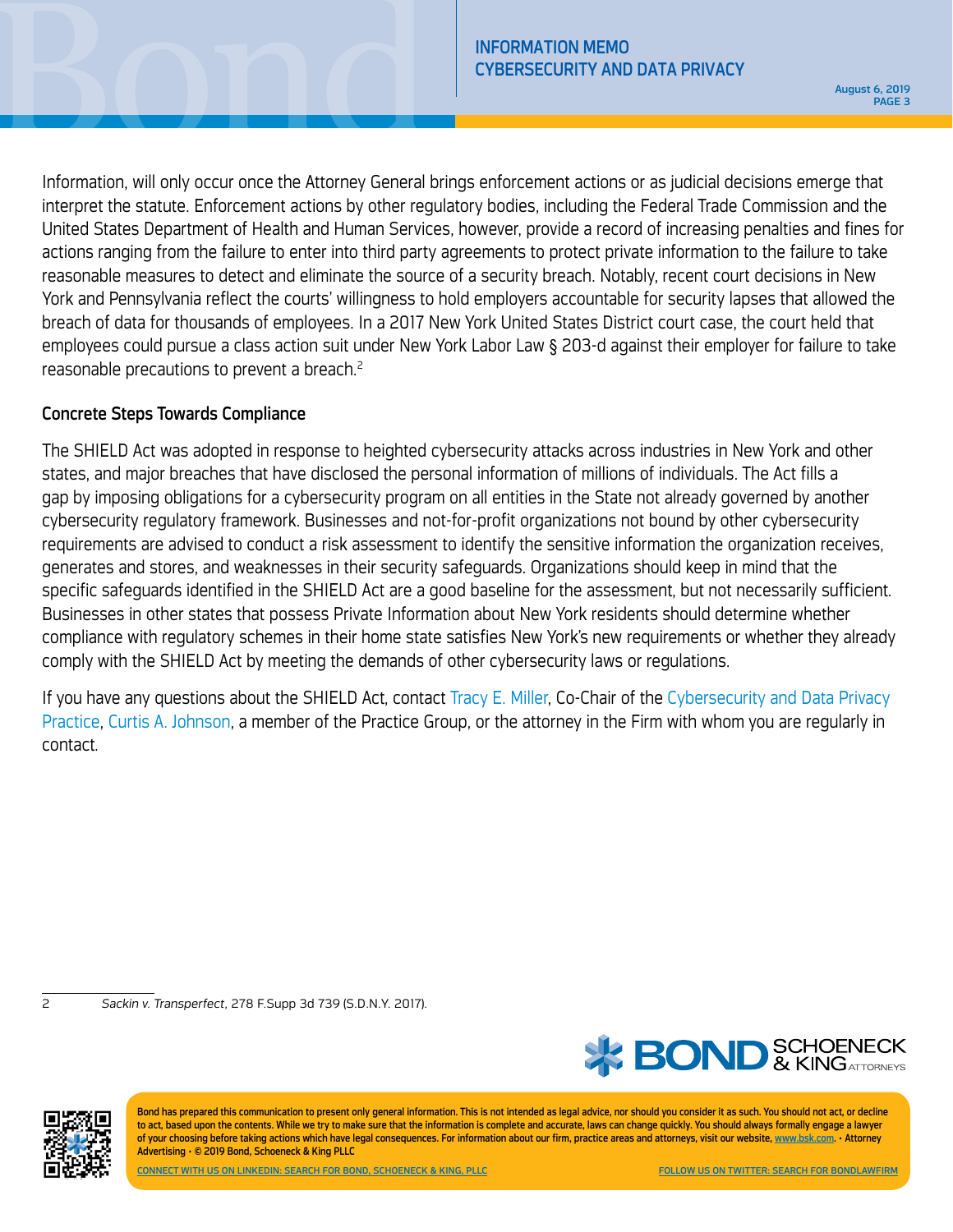Information, will only occur once the Attorney General brings enforcement actions or as judicial decisions emerge that interpret the statute. Enforcement actions by other regulatory bodies, including the Federal Trade Commission and the United States Department of Health and Human Services, however, provide a record of increasing penalties and fines for actions ranging from the failure to enter into third party agreements to protect private information to the failure to take reasonable measures to detect and eliminate the source of a security breach. Notably, recent court decisions in New York and Pennsylvania reflect the courts' willingness to hold employers accountable for security lapses that allowed the breach of data for thousands of employees. In a 2017 New York United States District court case, the court held that employees could pursue a class action suit under New York Labor Law § 203-d against their employer for failure to take reasonable precautions to prevent a breach.[2]

## Concrete Steps Towards Compliance

The SHIELD Act was adopted in response to heighted cybersecurity attacks across industries in New York and other states, and major breaches that have disclosed the personal information of millions of individuals. The Act fills a gap by imposing obligations for a cybersecurity program on all entities in the State not already governed by another cybersecurity regulatory framework. Businesses and not-for-profit organizations not bound by other cybersecurity requirements are advised to conduct a risk assessment to identify the sensitive information the organization receives, generates and stores, and weaknesses in their security safeguards. Organizations should keep in mind that the specific safeguards identified in the SHIELD Act are a good baseline for the assessment, but not necessarily sufficient. Businesses in other states that possess Private Information about New York residents should determine whether compliance with regulatory schemes in their home state satisfies New York's new requirements or whether they already comply with the SHIELD Act by meeting the demands of other cybersecurity laws or regulations.

If you have any questions about the SHIELD Act, contact Tracy E. Miller, Co-Chair of the Cybersecurity and Data Privacy Practice, Curtis A. Johnson, a member of the Practice Group, or the attorney in the Firm with whom you are regularly in contact.

---

2 *Sackin v. Transperfect*, 278 F.Supp 3d 739 (S.D.N.Y. 2017).

Bond has prepared this communication to present only general information. This is not intended as legal advice, nor should you consider it as such. You should not act, or decline to act, based upon the contents. While we try to make sure that the information is complete and accurate, laws can change quickly. You should always formally engage a lawyer of your choosing before taking actions which have legal consequences. For information about our firm, practice areas and attorneys, visit our website, www.bsk.com. • Attorney Advertising • © 2019 Bond, Schoeneck & King PLLC

CONNECT WITH US ON LINKEDIN: SEARCH FOR BOND, SCHOENECK & KING, PLLC

FOLLOW US ON TWITTER: SEARCH FOR BONDLAWFIRM